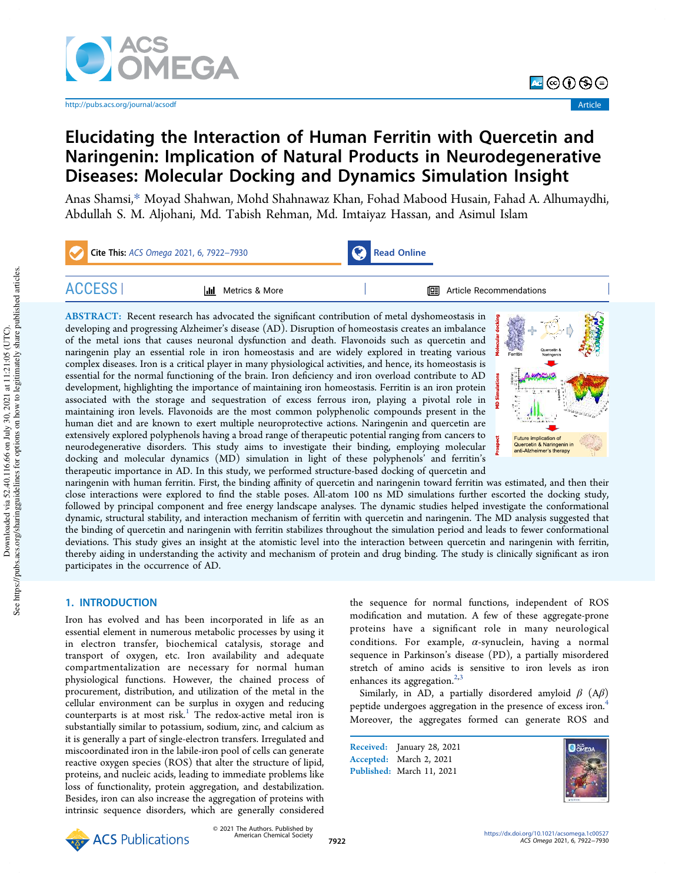# Elucidating the Interaction of Human Ferritin with Quercetin and Naringenin: Implication of Natural Products in Neurodegenerative Diseases: Molecular Docking and Dynamics Simulation Insight

Anas Shamsi,* Moyad Shahwan, Mohd Shahnawaz Khan, Fohad Mabood Husain, Fahad A. Alhumaydhi, Abdullah S. M. Aljohani, Md. Tabish Rehman, Md. Imtaiyaz Hassan, and Asimul Islam

**ABSTRACT:** Recent research has advocated the significant contribution of metal dyshomeostasis in developing and progressing Alzheimer's disease (AD). Disruption of homeostasis creates an imbalance of the metal ions that causes neuronal dysfunction and death. Flavonoids such as quercetin and naringenin play an essential role in iron homeostasis and are widely explored in treating various complex diseases. Iron is a critical player in many physiological activities, and hence, its homeostasis is essential for the normal functioning of the brain. Iron deficiency and iron overload contribute to AD development, highlighting the importance of maintaining iron homeostasis. Ferritin is an iron protein associated with the storage and sequestration of excess ferrous iron, playing a pivotal role in maintaining iron levels. Flavonoids are the most common polyphenolic compounds present in the human diet and are known to exert multiple neuroprotective actions. Naringenin and quercetin are extensively explored polyphenols having a broad range of therapeutic potential ranging from cancers to neurodegenerative disorders. This study aims to investigate their binding, employing molecular docking and molecular dynamics (MD) simulation in light of these polyphenols' and ferritin's therapeutic importance in AD. In this study, we performed structure-based docking of quercetin and naringenin with human ferritin. First, the binding affinity of quercetin and naringenin toward ferritin was estimated, and then their close interactions were explored to find the stable poses. All-atom 100 ns MD simulations further escorted the docking study, followed by principal component and free energy landscape analyses. The dynamic studies helped investigate the conformational dynamic, structural stability, and interaction mechanism of ferritin with quercetin and naringenin. The MD analysis suggested that the binding of quercetin and naringenin with ferritin stabilizes throughout the simulation period and leads to fewer conformational deviations. This study gives an insight at the atomistic level into the interaction between quercetin and naringenin with ferritin, thereby aiding in understanding the activity and mechanism of protein and drug binding. The study is clinically significant as iron participates in the occurrence of AD.

Molecular docking
Ferritin
Quercetin & Naringenin
MD Simulations
Prospect
Future implication of Quercetin & Naringenin in anti-Alzheimer's therapy

## 1. INTRODUCTION

Iron has evolved and has been incorporated in life as an essential element in numerous metabolic processes by using it in electron transfer, biochemical catalysis, storage and transport of oxygen, etc. Iron availability and adequate compartmentalization are necessary for normal human physiological functions. However, the chained process of procurement, distribution, and utilization of the metal in the cellular environment can be surplus in oxygen and reducing counterparts is at most risk.[1] The redox-active metal iron is substantially similar to potassium, sodium, zinc, and calcium as it is generally a part of single-electron transfers. Irregulated and miscoordinated iron in the labile-iron pool of cells can generate reactive oxygen species (ROS) that alter the structure of lipid, proteins, and nucleic acids, leading to immediate problems like loss of functionality, protein aggregation, and destabilization. Besides, iron can also increase the aggregation of proteins with intrinsic sequence disorders, which are generally considered the sequence for normal functions, independent of ROS modification and mutation. A few of these aggregate-prone proteins have a significant role in many neurological conditions. For example, α-synuclein, having a normal sequence in Parkinson's disease (PD), a partially misordered stretch of amino acids is sensitive to iron levels as iron enhances its aggregation.[2,3]

Similarly, in AD, a partially disordered amyloid β (Aβ) peptide undergoes aggregation in the presence of excess iron.[4] Moreover, the aggregates formed can generate ROS and

Received: January 28, 2021
Accepted: March 2, 2021
Published: March 11, 2021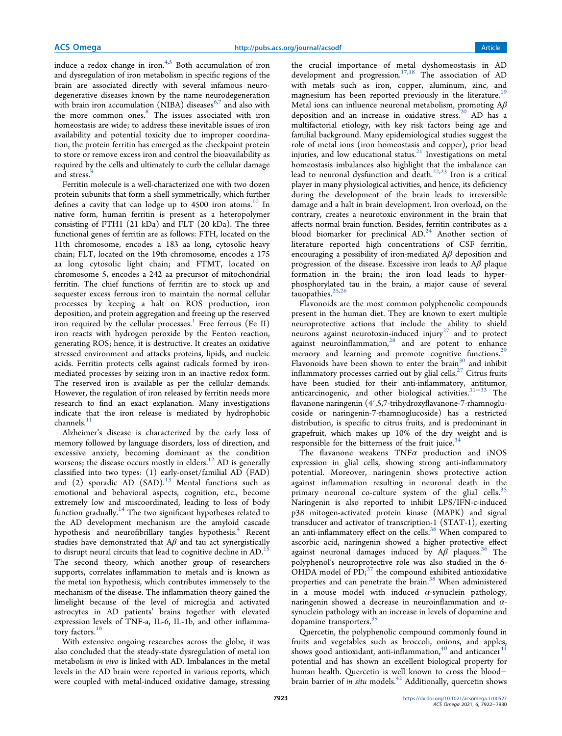induce a redox change in iron.[4,5] Both accumulation of iron and dysregulation of iron metabolism in specific regions of the brain are associated directly with several infamous neurodegenerative diseases known by the name neurodegeneration with brain iron accumulation (NIBA) diseases[6,7] and also with the more common ones.[8] The issues associated with iron homeostasis are wide; to address these inevitable issues of iron availability and potential toxicity due to improper coordination, the protein ferritin has emerged as the checkpoint protein to store or remove excess iron and control the bioavailability as required by the cells and ultimately to curb the cellular damage and stress.[9]

Ferritin molecule is a well-characterized one with two dozen protein subunits that form a shell symmetrically, which further defines a cavity that can lodge up to 4500 iron atoms.[10] In native form, human ferritin is present as a heteropolymer consisting of FTH1 (21 kDa) and FLT (20 kDa). The three functional genes of ferritin are as follows: FTH, located on the 11th chromosome, encodes a 183 aa long, cytosolic heavy chain; FLT, located on the 19th chromosome, encodes a 175 aa long cytosolic light chain; and FTMT, located on chromosome 5, encodes a 242 aa precursor of mitochondrial ferritin. The chief functions of ferritin are to stock up and sequester excess ferrous iron to maintain the normal cellular processes by keeping a halt on ROS production, iron deposition, and protein aggregation and freeing up the reserved iron required by the cellular processes.[1] Free ferrous (Fe II) iron reacts with hydrogen peroxide by the Fenton reaction, generating ROS; hence, it is destructive. It creates an oxidative stressed environment and attacks proteins, lipids, and nucleic acids. Ferritin protects cells against radicals formed by iron-mediated processes by seizing iron in an inactive redox form. The reserved iron is available as per the cellular demands. However, the regulation of iron released by ferritin needs more research to find an exact explanation. Many investigations indicate that the iron release is mediated by hydrophobic channels.[11]

Alzheimer's disease is characterized by the early loss of memory followed by language disorders, loss of direction, and excessive anxiety, becoming dominant as the condition worsens; the disease occurs mostly in elders.[12] AD is generally classified into two types: (1) early-onset/familial AD (FAD) and (2) sporadic AD (SAD).[13] Mental functions such as emotional and behavioral aspects, cognition, etc., become extremely low and miscoordinated, leading to loss of body function gradually.[14] The two significant hypotheses related to the AD development mechanism are the amyloid cascade hypothesis and neurofibrillary tangles hypothesis.[4] Recent studies have demonstrated that A$\beta$ and tau act synergistically to disrupt neural circuits that lead to cognitive decline in AD.[15] The second theory, which another group of researchers supports, correlates inflammation to metals and is known as the metal ion hypothesis, which contributes immensely to the mechanism of the disease. The inflammation theory gained the limelight because of the level of microglia and activated astrocytes in AD patients' brains together with elevated expression levels of TNF-a, IL-6, IL-1b, and other inflammatory factors.[16]

With extensive ongoing researches across the globe, it was also concluded that the steady-state dysregulation of metal ion metabolism *in vivo* is linked with AD. Imbalances in the metal levels in the AD brain were reported in various reports, which were coupled with metal-induced oxidative damage, stressing the crucial importance of metal dyshomeostasis in AD development and progression.[17,18] The association of AD with metals such as iron, copper, aluminum, zinc, and magnesium has been reported previously in the literature.[19] Metal ions can influence neuronal metabolism, promoting A$\beta$ deposition and an increase in oxidative stress.[20] AD has a multifactorial etiology, with key risk factors being age and familial background. Many epidemiological studies suggest the role of metal ions (iron homeostasis and copper), prior head injuries, and low educational status.[21] Investigations on metal homeostasis imbalances also highlight that the imbalance can lead to neuronal dysfunction and death.[22,23] Iron is a critical player in many physiological activities, and hence, its deficiency during the development of the brain leads to irreversible damage and a halt in brain development. Iron overload, on the contrary, creates a neurotoxic environment in the brain that affects normal brain function. Besides, ferritin contributes as a blood biomarker for preclinical AD.[24] Another section of literature reported high concentrations of CSF ferritin, encouraging a possibility of iron-mediated A$\beta$ deposition and progression of the disease. Excessive iron leads to A$\beta$ plaque formation in the brain; the iron load leads to hyperphosphorylated tau in the brain, a major cause of several tauopathies.[25,26]

Flavonoids are the most common polyphenolic compounds present in the human diet. They are known to exert multiple neuroprotective actions that include the ability to shield neurons against neurotoxin-induced injury[27] and to protect against neuroinflammation,[28] and are potent to enhance memory and learning and promote cognitive functions.[29] Flavonoids have been shown to enter the brain[30] and inhibit inflammatory processes carried out by glial cells.[27] Citrus fruits have been studied for their anti-inflammatory, antitumor, anticarcinogenic, and other biological activities.[31−33] The flavanone naringenin (4′,5,7-trihydroxyflavanone-7-rhamnoglucoside or naringenin-7-rhamnoglucoside) has a restricted distribution, is specific to citrus fruits, and is predominant in grapefruit, which makes up 10% of the dry weight and is responsible for the bitterness of the fruit juice.[34]

The flavanone weakens TNF$\alpha$ production and iNOS expression in glial cells, showing strong anti-inflammatory potential. Moreover, naringenin shows protective action against inflammation resulting in neuronal death in the primary neuronal co-culture system of the glial cells.[35] Naringenin is also reported to inhibit LPS/IFN-c-induced p38 mitogen-activated protein kinase (MAPK) and signal transducer and activator of transcription-1 (STAT-1), exerting an anti-inflammatory effect on the cells.[36] When compared to ascorbic acid, naringenin showed a higher protective effect against neuronal damages induced by A$\beta$ plaques.[36] The polyphenol's neuroprotective role was also studied in the 6-OHDA model of PD;[37] the compound exhibited antioxidative properties and can penetrate the brain.[38] When administered in a mouse model with induced $\alpha$-synuclein pathology, naringenin showed a decrease in neuroinflammation and $\alpha$-synuclein pathology with an increase in levels of dopamine and dopamine transporters.[39]

Quercetin, the polyphenolic compound commonly found in fruits and vegetables such as broccoli, onions, and apples, shows good antioxidant, anti-inflammation,[40] and anticancer[41] potential and has shown an excellent biological property for human health. Quercetin is well known to cross the blood−brain barrier of *in situ* models.[42] Additionally, quercetin shows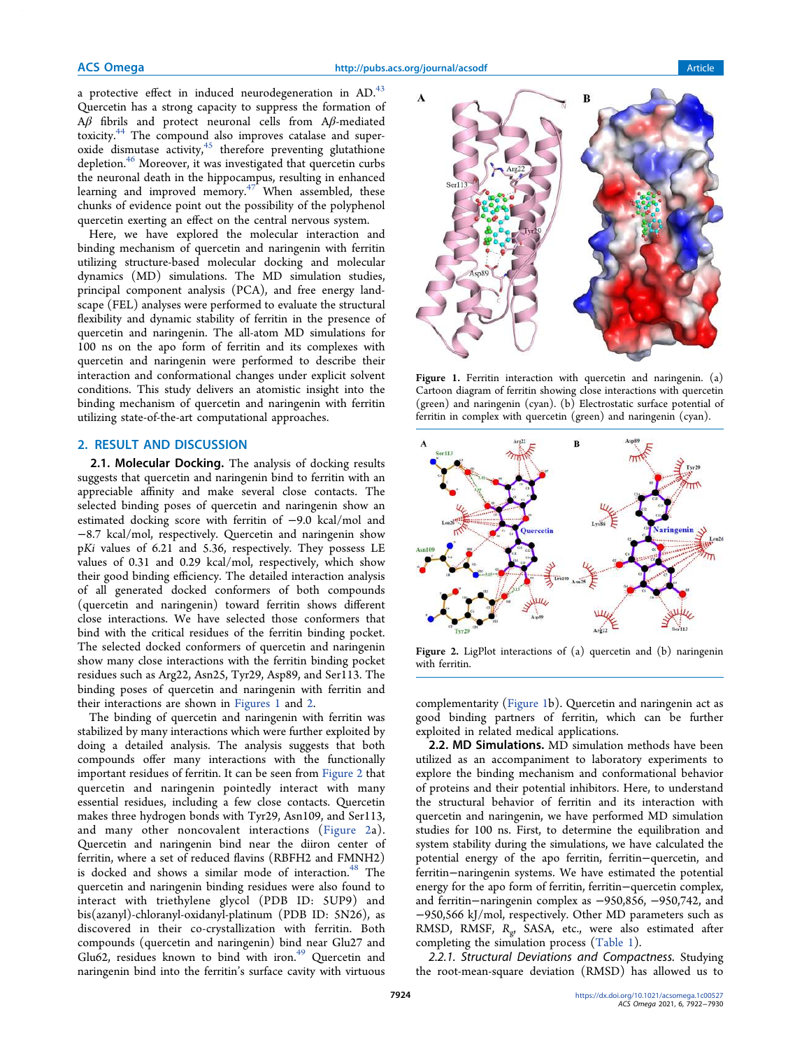a protective effect in induced neurodegeneration in AD.[43] Quercetin has a strong capacity to suppress the formation of Aβ fibrils and protect neuronal cells from Aβ-mediated toxicity.[44] The compound also improves catalase and superoxide dismutase activity,[45] therefore preventing glutathione depletion.[46] Moreover, it was investigated that quercetin curbs the neuronal death in the hippocampus, resulting in enhanced learning and improved memory.[47] When assembled, these chunks of evidence point out the possibility of the polyphenol quercetin exerting an effect on the central nervous system.

Here, we have explored the molecular interaction and binding mechanism of quercetin and naringenin with ferritin utilizing structure-based molecular docking and molecular dynamics (MD) simulations. The MD simulation studies, principal component analysis (PCA), and free energy landscape (FEL) analyses were performed to evaluate the structural flexibility and dynamic stability of ferritin in the presence of quercetin and naringenin. The all-atom MD simulations for 100 ns on the apo form of ferritin and its complexes with quercetin and naringenin were performed to describe their interaction and conformational changes under explicit solvent conditions. This study delivers an atomistic insight into the binding mechanism of quercetin and naringenin with ferritin utilizing state-of-the-art computational approaches.

## 2. RESULT AND DISCUSSION

**2.1. Molecular Docking.** The analysis of docking results suggests that quercetin and naringenin bind to ferritin with an appreciable affinity and make several close contacts. The selected binding poses of quercetin and naringenin show an estimated docking score with ferritin of −9.0 kcal/mol and −8.7 kcal/mol, respectively. Quercetin and naringenin show p*Ki* values of 6.21 and 5.36, respectively. They possess LE values of 0.31 and 0.29 kcal/mol, respectively, which show their good binding efficiency. The detailed interaction analysis of all generated docked conformers of both compounds (quercetin and naringenin) toward ferritin shows different close interactions. We have selected those conformers that bind with the critical residues of the ferritin binding pocket. The selected docked conformers of quercetin and naringenin show many close interactions with the ferritin binding pocket residues such as Arg22, Asn25, Tyr29, Asp89, and Ser113. The binding poses of quercetin and naringenin with ferritin and their interactions are shown in Figures 1 and 2.

The binding of quercetin and naringenin with ferritin was stabilized by many interactions which were further exploited by doing a detailed analysis. The analysis suggests that both compounds offer many interactions with the functionally important residues of ferritin. It can be seen from Figure 2 that quercetin and naringenin pointedly interact with many essential residues, including a few close contacts. Quercetin makes three hydrogen bonds with Tyr29, Asn109, and Ser113, and many other noncovalent interactions (Figure 2a). Quercetin and naringenin bind near the diiron center of ferritin, where a set of reduced flavins (RBFH2 and FMNH2) is docked and shows a similar mode of interaction.[48] The quercetin and naringenin binding residues were also found to interact with triethylene glycol (PDB ID: 5UP9) and bis(azanyl)-chloranyl-oxidanyl-platinum (PDB ID: 5N26), as discovered in their co-crystallization with ferritin. Both compounds (quercetin and naringenin) bind near Glu27 and Glu62, residues known to bind with iron.[49] Quercetin and naringenin bind into the ferritin's surface cavity with virtuous complementarity (Figure 1b). Quercetin and naringenin act as good binding partners of ferritin, which can be further exploited in related medical applications.

Figure 1. Ferritin interaction with quercetin and naringenin. (a) Cartoon diagram of ferritin showing close interactions with quercetin (green) and naringenin (cyan). (b) Electrostatic surface potential of ferritin in complex with quercetin (green) and naringenin (cyan).

Figure 2. LigPlot interactions of (a) quercetin and (b) naringenin with ferritin.

**2.2. MD Simulations.** MD simulation methods have been utilized as an accompaniment to laboratory experiments to explore the binding mechanism and conformational behavior of proteins and their potential inhibitors. Here, to understand the structural behavior of ferritin and its interaction with quercetin and naringenin, we have performed MD simulation studies for 100 ns. First, to determine the equilibration and system stability during the simulations, we have calculated the potential energy of the apo ferritin, ferritin−quercetin, and ferritin−naringenin systems. We have estimated the potential energy for the apo form of ferritin, ferritin−quercetin complex, and ferritin−naringenin complex as −950,856, −950,742, and −950,566 kJ/mol, respectively. Other MD parameters such as RMSD, RMSF, $R_g$, SASA, etc., were also estimated after completing the simulation process (Table 1).

*2.2.1. Structural Deviations and Compactness.* Studying the root-mean-square deviation (RMSD) has allowed us to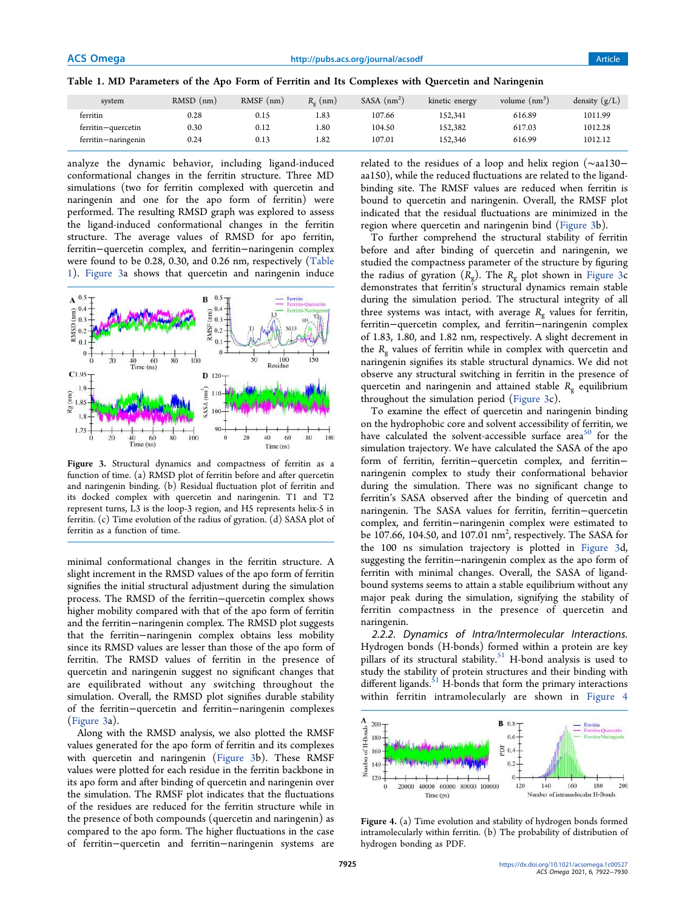Table 1. MD Parameters of the Apo Form of Ferritin and Its Complexes with Quercetin and Naringenin

| system | RMSD (nm) | RMSF (nm) | $R_g$ (nm) | SASA ($nm^2$) | kinetic energy | volume ($nm^3$) | density (g/L) |
|---|---|---|---|---|---|---|---|
| ferritin | 0.28 | 0.15 | 1.83 | 107.66 | 152,341 | 616.89 | 1011.99 |
| ferritin−quercetin | 0.30 | 0.12 | 1.80 | 104.50 | 152,382 | 617.03 | 1012.28 |
| ferritin−naringenin | 0.24 | 0.13 | 1.82 | 107.01 | 152,346 | 616.99 | 1012.12 |

analyze the dynamic behavior, including ligand-induced conformational changes in the ferritin structure. Three MD simulations (two for ferritin complexed with quercetin and naringenin and one for the apo form of ferritin) were performed. The resulting RMSD graph was explored to assess the ligand-induced conformational changes in the ferritin structure. The average values of RMSD for apo ferritin, ferritin−quercetin complex, and ferritin−naringenin complex were found to be 0.28, 0.30, and 0.26 nm, respectively (Table 1). Figure 3a shows that quercetin and naringenin induce minimal conformational changes in the ferritin structure. A slight increment in the RMSD values of the apo form of ferritin signifies the initial structural adjustment during the simulation process. The RMSD of the ferritin−quercetin complex shows higher mobility compared with that of the apo form of ferritin and the ferritin−naringenin complex. The RMSD plot suggests that the ferritin−naringenin complex obtains less mobility since its RMSD values are lesser than those of the apo form of ferritin. The RMSD values of ferritin in the presence of quercetin and naringenin suggest no significant changes that are equilibrated without any switching throughout the simulation. Overall, the RMSD plot signifies durable stability of the ferritin−quercetin and ferritin−naringenin complexes (Figure 3a).

A
RMSD (nm)
Time (ns)
B
RMSF (nm)
Residue
Ferritin
Ferritin-Quercetin
Ferritin-Naringenin
T1 L3 T2 H5 S113
C
Rg (nm)
Time (ns)
D
SASA (nm²)
Time (ns)

Figure 3. Structural dynamics and compactness of ferritin as a function of time. (a) RMSD plot of ferritin before and after quercetin and naringenin binding. (b) Residual fluctuation plot of ferritin and its docked complex with quercetin and naringenin. T1 and T2 represent turns, L3 is the loop-3 region, and H5 represents helix-5 in ferritin. (c) Time evolution of the radius of gyration. (d) SASA plot of ferritin as a function of time.

Along with the RMSD analysis, we also plotted the RMSF values generated for the apo form of ferritin and its complexes with quercetin and naringenin (Figure 3b). These RMSF values were plotted for each residue in the ferritin backbone in its apo form and after binding of quercetin and naringenin over the simulation. The RMSF plot indicates that the fluctuations of the residues are reduced for the ferritin structure while in the presence of both compounds (quercetin and naringenin) as compared to the apo form. The higher fluctuations in the case of ferritin−quercetin and ferritin−naringenin systems are related to the residues of a loop and helix region (~aa130−aa150), while the reduced fluctuations are related to the ligand-binding site. The RMSF values are reduced when ferritin is bound to quercetin and naringenin. Overall, the RMSF plot indicated that the residual fluctuations are minimized in the region where quercetin and naringenin bind (Figure 3b).

To further comprehend the structural stability of ferritin before and after binding of quercetin and naringenin, we studied the compactness parameter of the structure by figuring the radius of gyration ($R_g$). The $R_g$ plot shown in Figure 3c demonstrates that ferritin's structural dynamics remain stable during the simulation period. The structural integrity of all three systems was intact, with average $R_g$ values for ferritin, ferritin−quercetin complex, and ferritin−naringenin complex of 1.83, 1.80, and 1.82 nm, respectively. A slight decrement in the $R_g$ values of ferritin while in complex with quercetin and naringenin signifies its stable structural dynamics. We did not observe any structural switching in ferritin in the presence of quercetin and naringenin and attained stable $R_g$ equilibrium throughout the simulation period (Figure 3c).

To examine the effect of quercetin and naringenin binding on the hydrophobic core and solvent accessibility of ferritin, we have calculated the solvent-accessible surface area[50] for the simulation trajectory. We have calculated the SASA of the apo form of ferritin, ferritin−quercetin complex, and ferritin−naringenin complex to study their conformational behavior during the simulation. There was no significant change to ferritin's SASA observed after the binding of quercetin and naringenin. The SASA values for ferritin, ferritin−quercetin complex, and ferritin−naringenin complex were estimated to be 107.66, 104.50, and 107.01 $nm^2$, respectively. The SASA for the 100 ns simulation trajectory is plotted in Figure 3d, suggesting the ferritin−naringenin complex as the apo form of ferritin with minimal changes. Overall, the SASA of ligand-bound systems seems to attain a stable equilibrium without any major peak during the simulation, signifying the stability of ferritin compactness in the presence of quercetin and naringenin.

*2.2.2. Dynamics of Intra/Intermolecular Interactions.* Hydrogen bonds (H-bonds) formed within a protein are key pillars of its structural stability.[51] H-bond analysis is used to study the stability of protein structures and their binding with different ligands.[51] H-bonds that form the primary interactions within ferritin intramolecularly are shown in Figure 4

A
Number of H-Bonds
Time (ps)
B
PDF
Number of intramolecular H-Bonds
Ferritin
Ferritin-Quercetin
Ferritin-Naringenin

Figure 4. (a) Time evolution and stability of hydrogen bonds formed intramolecularly within ferritin. (b) The probability of distribution of hydrogen bonding as PDF.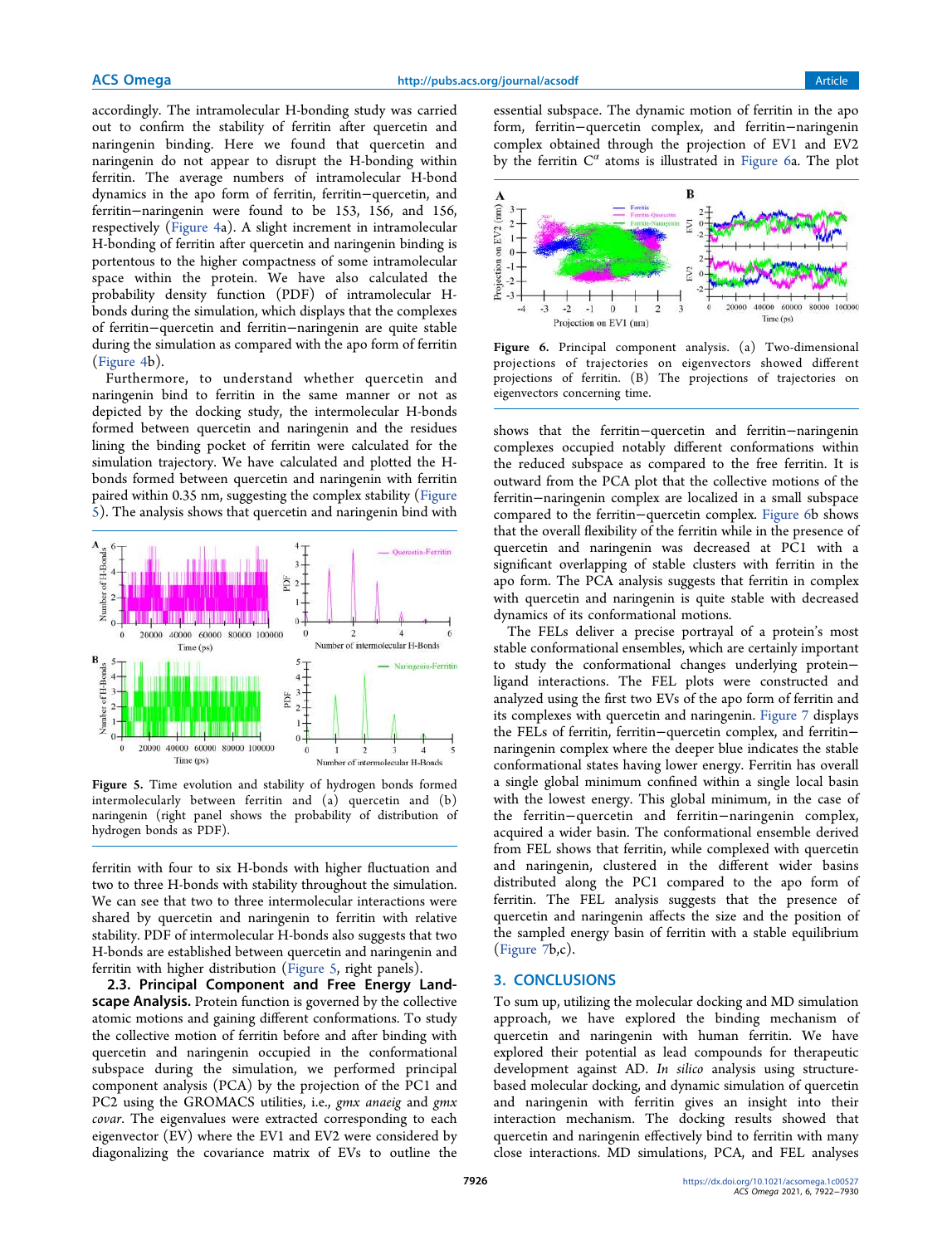accordingly. The intramolecular H-bonding study was carried out to confirm the stability of ferritin after quercetin and naringenin binding. Here we found that quercetin and naringenin do not appear to disrupt the H-bonding within ferritin. The average numbers of intramolecular H-bond dynamics in the apo form of ferritin, ferritin−quercetin, and ferritin−naringenin were found to be 153, 156, and 156, respectively (Figure 4a). A slight increment in intramolecular H-bonding of ferritin after quercetin and naringenin binding is portentous to the higher compactness of some intramolecular space within the protein. We have also calculated the probability density function (PDF) of intramolecular H-bonds during the simulation, which displays that the complexes of ferritin−quercetin and ferritin−naringenin are quite stable during the simulation as compared with the apo form of ferritin (Figure 4b).

Furthermore, to understand whether quercetin and naringenin bind to ferritin in the same manner or not as depicted by the docking study, the intermolecular H-bonds formed between quercetin and naringenin and the residues lining the binding pocket of ferritin were calculated for the simulation trajectory. We have calculated and plotted the H-bonds formed between quercetin and naringenin with ferritin paired within 0.35 nm, suggesting the complex stability (Figure 5). The analysis shows that quercetin and naringenin bind with

A
Number of H-Bonds
Time (ps)
PDF
Number of intermolecular H-Bonds
Quercetin-Ferritin

B
Number of H-Bonds
Time (ps)
PDF
Number of intermolecular H-Bonds
Naringenin-Ferritin

Figure 5. Time evolution and stability of hydrogen bonds formed intermolecularly between ferritin and (a) quercetin and (b) naringenin (right panel shows the probability of distribution of hydrogen bonds as PDF).

ferritin with four to six H-bonds with higher fluctuation and two to three H-bonds with stability throughout the simulation. We can see that two to three intermolecular interactions were shared by quercetin and naringenin to ferritin with relative stability. PDF of intermolecular H-bonds also suggests that two H-bonds are established between quercetin and naringenin and ferritin with higher distribution (Figure 5, right panels).

### 2.3. Principal Component and Free Energy Landscape Analysis.

Protein function is governed by the collective atomic motions and gaining different conformations. To study the collective motion of ferritin before and after binding with quercetin and naringenin occupied in the conformational subspace during the simulation, we performed principal component analysis (PCA) by the projection of the PC1 and PC2 using the GROMACS utilities, i.e., *gmx anaeig* and *gmx covar*. The eigenvalues were extracted corresponding to each eigenvector (EV) where the EV1 and EV2 were considered by diagonalizing the covariance matrix of EVs to outline the essential subspace. The dynamic motion of ferritin in the apo form, ferritin−quercetin complex, and ferritin−naringenin complex obtained through the projection of EV1 and EV2 by the ferritin $C^{\alpha}$ atoms is illustrated in Figure 6a. The plot

A
Projection on EV2 (nm)
Projection on EV1 (nm)
Ferritin
Ferritin-Quercetin
Ferritin-Naringenin

B
EV1
EV2
Time (ps)

Figure 6. Principal component analysis. (a) Two-dimensional projections of trajectories on eigenvectors showed different projections of ferritin. (B) The projections of trajectories on eigenvectors concerning time.

shows that the ferritin−quercetin and ferritin−naringenin complexes occupied notably different conformations within the reduced subspace as compared to the free ferritin. It is outward from the PCA plot that the collective motions of the ferritin−naringenin complex are localized in a small subspace compared to the ferritin−quercetin complex. Figure 6b shows that the overall flexibility of the ferritin while in the presence of quercetin and naringenin was decreased at PC1 with a significant overlapping of stable clusters with ferritin in the apo form. The PCA analysis suggests that ferritin in complex with quercetin and naringenin is quite stable with decreased dynamics of its conformational motions.

The FELs deliver a precise portrayal of a protein's most stable conformational ensembles, which are certainly important to study the conformational changes underlying protein−ligand interactions. The FEL plots were constructed and analyzed using the first two EVs of the apo form of ferritin and its complexes with quercetin and naringenin. Figure 7 displays the FELs of ferritin, ferritin−quercetin complex, and ferritin−naringenin complex where the deeper blue indicates the stable conformational states having lower energy. Ferritin has overall a single global minimum confined within a single local basin with the lowest energy. This global minimum, in the case of the ferritin−quercetin and ferritin−naringenin complex, acquired a wider basin. The conformational ensemble derived from FEL shows that ferritin, while complexed with quercetin and naringenin, clustered in the different wider basins distributed along the PC1 compared to the apo form of ferritin. The FEL analysis suggests that the presence of quercetin and naringenin affects the size and the position of the sampled energy basin of ferritin with a stable equilibrium (Figure 7b,c).

## 3. CONCLUSIONS

To sum up, utilizing the molecular docking and MD simulation approach, we have explored the binding mechanism of quercetin and naringenin with human ferritin. We have explored their potential as lead compounds for therapeutic development against AD. *In silico* analysis using structure-based molecular docking, and dynamic simulation of quercetin and naringenin with ferritin gives an insight into their interaction mechanism. The docking results showed that quercetin and naringenin effectively bind to ferritin with many close interactions. MD simulations, PCA, and FEL analyses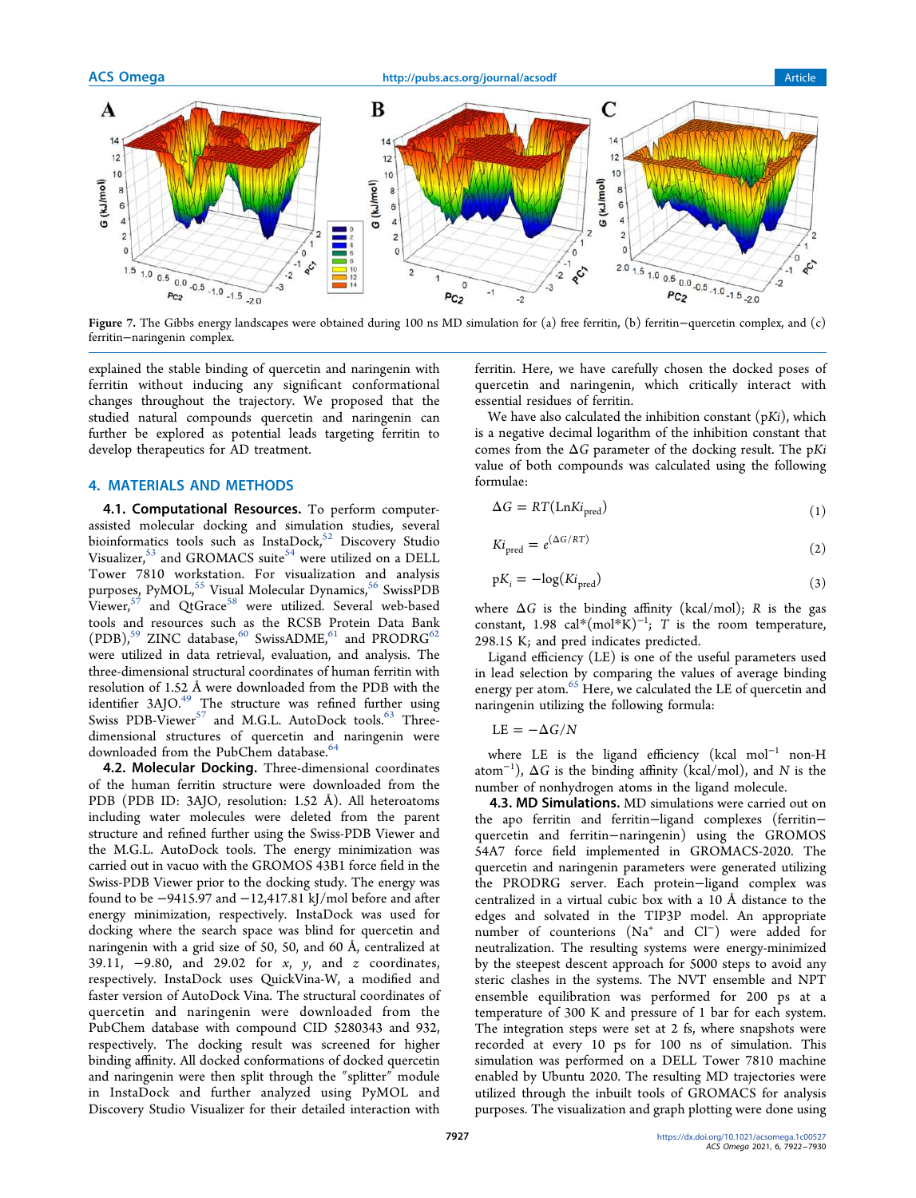A

14
12
10
8
6
4
2
0
G (kJ/mol)
1.5 1.0 0.5 0.0 -0.5 -1.0 -1.5 -2.0
PC2
2 1 0 -1 -2 -3
PC1

0
2
4
6
8
10
12
14

B

14
12
10
8
6
4
2
0
G (kJ/mol)
2 1 0 -1 -2
PC2
2 1 0 -1 -2 -3
PC1

C

14
12
10
8
6
4
2
0
G (kJ/mol)
2.0 1.5 1.0 0.5 0.0 -0.5 -1.0 -1.5 -2.0
PC2
2 1 0 -1 -2
PC1

Figure 7. The Gibbs energy landscapes were obtained during 100 ns MD simulation for (a) free ferritin, (b) ferritin−quercetin complex, and (c) ferritin−naringenin complex.

explained the stable binding of quercetin and naringenin with ferritin without inducing any significant conformational changes throughout the trajectory. We proposed that the studied natural compounds quercetin and naringenin can further be explored as potential leads targeting ferritin to develop therapeutics for AD treatment.

## 4. MATERIALS AND METHODS

**4.1. Computational Resources.** To perform computer-assisted molecular docking and simulation studies, several bioinformatics tools such as InstaDock,[52] Discovery Studio Visualizer,[53] and GROMACS suite[54] were utilized on a DELL Tower 7810 workstation. For visualization and analysis purposes, PyMOL,[55] Visual Molecular Dynamics,[56] SwissPDB Viewer,[57] and QtGrace[58] were utilized. Several web-based tools and resources such as the RCSB Protein Data Bank (PDB),[59] ZINC database,[60] SwissADME,[61] and PRODRG[62] were utilized in data retrieval, evaluation, and analysis. The three-dimensional structural coordinates of human ferritin with resolution of 1.52 Å were downloaded from the PDB with the identifier 3AJO.[49] The structure was refined further using Swiss PDB-Viewer[57] and M.G.L. AutoDock tools.[63] Three-dimensional structures of quercetin and naringenin were downloaded from the PubChem database.[64]

**4.2. Molecular Docking.** Three-dimensional coordinates of the human ferritin structure were downloaded from the PDB (PDB ID: 3AJO, resolution: 1.52 Å). All heteroatoms including water molecules were deleted from the parent structure and refined further using the Swiss-PDB Viewer and the M.G.L. AutoDock tools. The energy minimization was carried out in vacuo with the GROMOS 43B1 force field in the Swiss-PDB Viewer prior to the docking study. The energy was found to be −9415.97 and −12,417.81 kJ/mol before and after energy minimization, respectively. InstaDock was used for docking where the search space was blind for quercetin and naringenin with a grid size of 50, 50, and 60 Å, centralized at 39.11, −9.80, and 29.02 for *x*, *y*, and *z* coordinates, respectively. InstaDock uses QuickVina-W, a modified and faster version of AutoDock Vina. The structural coordinates of quercetin and naringenin were downloaded from the PubChem database with compound CID 5280343 and 932, respectively. The docking result was screened for higher binding affinity. All docked conformations of docked quercetin and naringenin were then split through the "splitter" module in InstaDock and further analyzed using PyMOL and Discovery Studio Visualizer for their detailed interaction with ferritin. Here, we have carefully chosen the docked poses of quercetin and naringenin, which critically interact with essential residues of ferritin.

We have also calculated the inhibition constant (p*Ki*), which is a negative decimal logarithm of the inhibition constant that comes from the $\Delta G$ parameter of the docking result. The p*Ki* value of both compounds was calculated using the following formulae:

$$\Delta G = RT(\mathrm{Ln}Ki_{\mathrm{pred}}) \tag{1}$$

$$Ki_{\mathrm{pred}} = e^{(\Delta G/RT)} \tag{2}$$

$$\mathrm{p}K_i = -\log(Ki_{\mathrm{pred}}) \tag{3}$$

where $\Delta G$ is the binding affinity (kcal/mol); $R$ is the gas constant, 1.98 cal*(mol*K)$^{-1}$; $T$ is the room temperature, 298.15 K; and pred indicates predicted.

Ligand efficiency (LE) is one of the useful parameters used in lead selection by comparing the values of average binding energy per atom.[65] Here, we calculated the LE of quercetin and naringenin utilizing the following formula:

$$\mathrm{LE} = -\Delta G/N$$

where LE is the ligand efficiency (kcal mol$^{-1}$ non-H atom$^{-1}$), $\Delta G$ is the binding affinity (kcal/mol), and $N$ is the number of nonhydrogen atoms in the ligand molecule.

**4.3. MD Simulations.** MD simulations were carried out on the apo ferritin and ferritin−ligand complexes (ferritin−quercetin and ferritin−naringenin) using the GROMOS 54A7 force field implemented in GROMACS-2020. The quercetin and naringenin parameters were generated utilizing the PRODRG server. Each protein−ligand complex was centralized in a virtual cubic box with a 10 Å distance to the edges and solvated in the TIP3P model. An appropriate number of counterions ($Na^+$ and $Cl^-$) were added for neutralization. The resulting systems were energy-minimized by the steepest descent approach for 5000 steps to avoid any steric clashes in the systems. The NVT ensemble and NPT ensemble equilibration was performed for 200 ps at a temperature of 300 K and pressure of 1 bar for each system. The integration steps were set at 2 fs, where snapshots were recorded at every 10 ps for 100 ns of simulation. This simulation was performed on a DELL Tower 7810 machine enabled by Ubuntu 2020. The resulting MD trajectories were utilized through the inbuilt tools of GROMACS for analysis purposes. The visualization and graph plotting were done using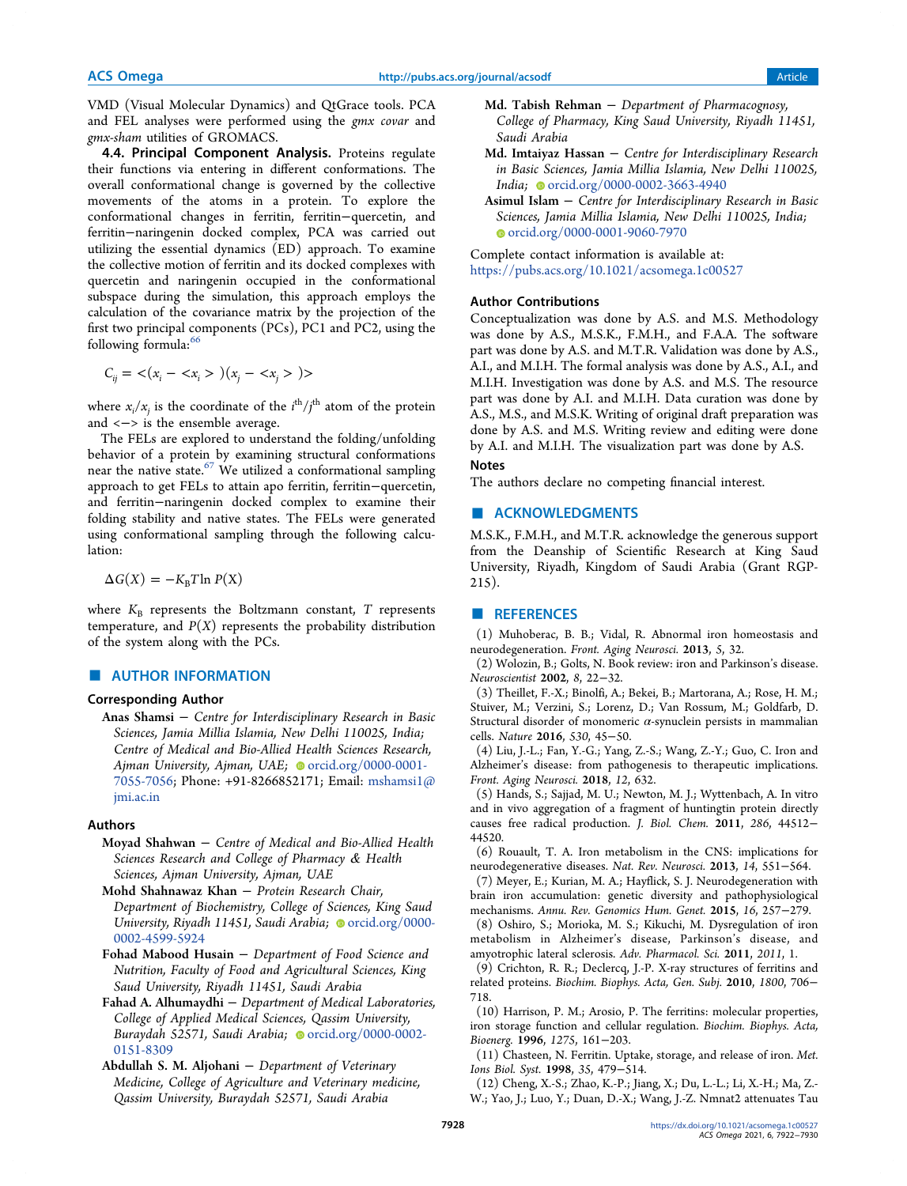VMD (Visual Molecular Dynamics) and QtGrace tools. PCA and FEL analyses were performed using the *gmx covar* and *gmx-sham* utilities of GROMACS.

**4.4. Principal Component Analysis.** Proteins regulate their functions via entering in different conformations. The overall conformational change is governed by the collective movements of the atoms in a protein. To explore the conformational changes in ferritin, ferritin−quercetin, and ferritin−naringenin docked complex, PCA was carried out utilizing the essential dynamics (ED) approach. To examine the collective motion of ferritin and its docked complexes with quercetin and naringenin occupied in the conformational subspace during the simulation, this approach employs the calculation of the covariance matrix by the projection of the first two principal components (PCs), PC1 and PC2, using the following formula:[66]

$$C_{ij} = <(x_i - <x_i>)(x_j - <x_j>)>$$

where $x_i/x_j$ is the coordinate of the $i^{th}/j^{th}$ atom of the protein and $<->$ is the ensemble average.

The FELs are explored to understand the folding/unfolding behavior of a protein by examining structural conformations near the native state.[67] We utilized a conformational sampling approach to get FELs to attain apo ferritin, ferritin−quercetin, and ferritin−naringenin docked complex to examine their folding stability and native states. The FELs were generated using conformational sampling through the following calculation:

$$\Delta G(X) = -K_B T \ln P(X)$$

where $K_B$ represents the Boltzmann constant, $T$ represents temperature, and $P(X)$ represents the probability distribution of the system along with the PCs.

## ■ AUTHOR INFORMATION

### Corresponding Author

**Anas Shamsi** − *Centre for Interdisciplinary Research in Basic Sciences, Jamia Millia Islamia, New Delhi 110025, India; Centre of Medical and Bio-Allied Health Sciences Research, Ajman University, Ajman, UAE;* orcid.org/0000-0001-7055-7056; Phone: +91-8266852171; Email: mshamsi1@jmi.ac.in

### Authors

**Moyad Shahwan** − *Centre of Medical and Bio-Allied Health Sciences Research and College of Pharmacy & Health Sciences, Ajman University, Ajman, UAE*

**Mohd Shahnawaz Khan** − *Protein Research Chair, Department of Biochemistry, College of Sciences, King Saud University, Riyadh 11451, Saudi Arabia;* orcid.org/0000-0002-4599-5924

**Fohad Mabood Husain** − *Department of Food Science and Nutrition, Faculty of Food and Agricultural Sciences, King Saud University, Riyadh 11451, Saudi Arabia*

**Fahad A. Alhumaydhi** − *Department of Medical Laboratories, College of Applied Medical Sciences, Qassim University, Buraydah 52571, Saudi Arabia;* orcid.org/0000-0002-0151-8309

**Abdullah S. M. Aljohani** − *Department of Veterinary Medicine, College of Agriculture and Veterinary medicine, Qassim University, Buraydah 52571, Saudi Arabia*

**Md. Tabish Rehman** − *Department of Pharmacognosy, College of Pharmacy, King Saud University, Riyadh 11451, Saudi Arabia*

**Md. Imtaiyaz Hassan** − *Centre for Interdisciplinary Research in Basic Sciences, Jamia Millia Islamia, New Delhi 110025, India;* orcid.org/0000-0002-3663-4940

**Asimul Islam** − *Centre for Interdisciplinary Research in Basic Sciences, Jamia Millia Islamia, New Delhi 110025, India;* orcid.org/0000-0001-9060-7970

Complete contact information is available at: https://pubs.acs.org/10.1021/acsomega.1c00527

### Author Contributions

Conceptualization was done by A.S. and M.S. Methodology was done by A.S., M.S.K., F.M.H., and F.A.A. The software part was done by A.S. and M.T.R. Validation was done by A.S., A.I., and M.I.H. The formal analysis was done by A.S., A.I., and M.I.H. Investigation was done by A.S. and M.S. The resource part was done by A.I. and M.I.H. Data curation was done by A.S., M.S., and M.S.K. Writing of original draft preparation was done by A.S. and M.S. Writing review and editing were done by A.I. and M.I.H. The visualization part was done by A.S.

### Notes

The authors declare no competing financial interest.

## ■ ACKNOWLEDGMENTS

M.S.K., F.M.H., and M.T.R. acknowledge the generous support from the Deanship of Scientific Research at King Saud University, Riyadh, Kingdom of Saudi Arabia (Grant RGP-215).

## ■ REFERENCES

(1) Muhoberac, B. B.; Vidal, R. Abnormal iron homeostasis and neurodegeneration. *Front. Aging Neurosci.* **2013**, *5*, 32.

(2) Wolozin, B.; Golts, N. Book review: iron and Parkinson's disease. *Neuroscientist* **2002**, *8*, 22−32.

(3) Theillet, F.-X.; Binolfi, A.; Bekei, B.; Martorana, A.; Rose, H. M.; Stuiver, M.; Verzini, S.; Lorenz, D.; Van Rossum, M.; Goldfarb, D. Structural disorder of monomeric α-synuclein persists in mammalian cells. *Nature* **2016**, *530*, 45−50.

(4) Liu, J.-L.; Fan, Y.-G.; Yang, Z.-S.; Wang, Z.-Y.; Guo, C. Iron and Alzheimer's disease: from pathogenesis to therapeutic implications. *Front. Aging Neurosci.* **2018**, *12*, 632.

(5) Hands, S.; Sajjad, M. U.; Newton, M. J.; Wyttenbach, A. In vitro and in vivo aggregation of a fragment of huntingtin protein directly causes free radical production. *J. Biol. Chem.* **2011**, *286*, 44512−44520.

(6) Rouault, T. A. Iron metabolism in the CNS: implications for neurodegenerative diseases. *Nat. Rev. Neurosci.* **2013**, *14*, 551−564.

(7) Meyer, E.; Kurian, M. A.; Hayflick, S. J. Neurodegeneration with brain iron accumulation: genetic diversity and pathophysiological mechanisms. *Annu. Rev. Genomics Hum. Genet.* **2015**, *16*, 257−279.

(8) Oshiro, S.; Morioka, M. S.; Kikuchi, M. Dysregulation of iron metabolism in Alzheimer's disease, Parkinson's disease, and amyotrophic lateral sclerosis. *Adv. Pharmacol. Sci.* **2011**, *2011*, 1.

(9) Crichton, R. R.; Declercq, J.-P. X-ray structures of ferritins and related proteins. *Biochim. Biophys. Acta, Gen. Subj.* **2010**, *1800*, 706−718.

(10) Harrison, P. M.; Arosio, P. The ferritins: molecular properties, iron storage function and cellular regulation. *Biochim. Biophys. Acta, Bioenerg.* **1996**, *1275*, 161−203.

(11) Chasteen, N. Ferritin. Uptake, storage, and release of iron. *Met. Ions Biol. Syst.* **1998**, *35*, 479−514.

(12) Cheng, X.-S.; Zhao, K.-P.; Jiang, X.; Du, L.-L.; Li, X.-H.; Ma, Z.-W.; Yao, J.; Luo, Y.; Duan, D.-X.; Wang, J.-Z. Nmnat2 attenuates Tau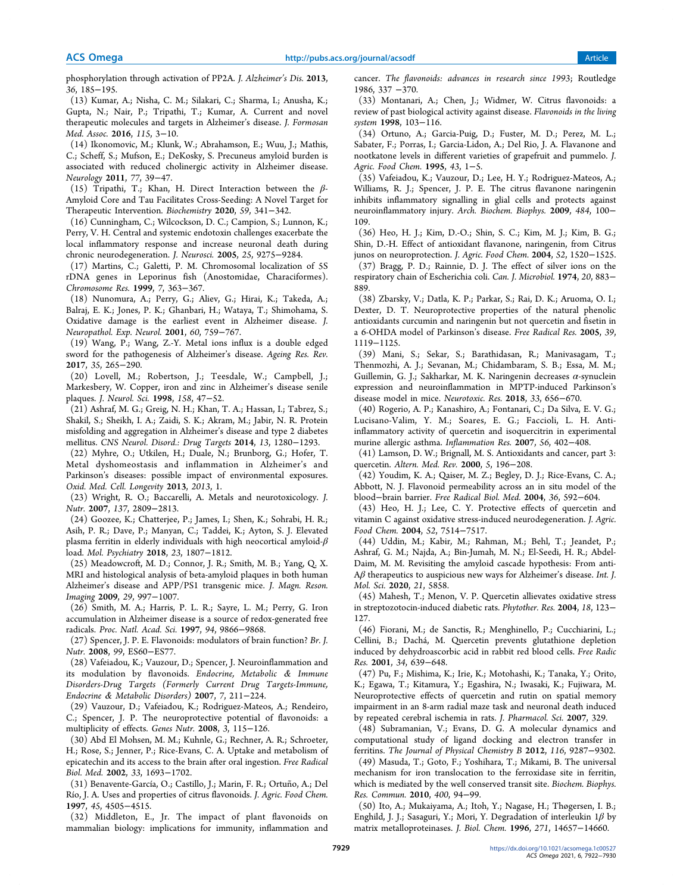phosphorylation through activation of PP2A. *J. Alzheimer's Dis.* **2013**, *36*, 185−195.

(13) Kumar, A.; Nisha, C. M.; Silakari, C.; Sharma, I.; Anusha, K.; Gupta, N.; Nair, P.; Tripathi, T.; Kumar, A. Current and novel therapeutic molecules and targets in Alzheimer's disease. *J. Formosan Med. Assoc.* **2016**, *115*, 3−10.

(14) Ikonomovic, M.; Klunk, W.; Abrahamson, E.; Wuu, J.; Mathis, C.; Scheff, S.; Mufson, E.; DeKosky, S. Precuneus amyloid burden is associated with reduced cholinergic activity in Alzheimer disease. *Neurology* **2011**, *77*, 39−47.

(15) Tripathi, T.; Khan, H. Direct Interaction between the β-Amyloid Core and Tau Facilitates Cross-Seeding: A Novel Target for Therapeutic Intervention. *Biochemistry* **2020**, *59*, 341−342.

(16) Cunningham, C.; Wilcockson, D. C.; Campion, S.; Lunnon, K.; Perry, V. H. Central and systemic endotoxin challenges exacerbate the local inflammatory response and increase neuronal death during chronic neurodegeneration. *J. Neurosci.* **2005**, *25*, 9275−9284.

(17) Martins, C.; Galetti, P. M. Chromosomal localization of 5S rDNA genes in Leporinus fish (Anostomidae, Characiformes). *Chromosome Res.* **1999**, *7*, 363−367.

(18) Nunomura, A.; Perry, G.; Aliev, G.; Hirai, K.; Takeda, A.; Balraj, E. K.; Jones, P. K.; Ghanbari, H.; Wataya, T.; Shimohama, S. Oxidative damage is the earliest event in Alzheimer disease. *J. Neuropathol. Exp. Neurol.* **2001**, *60*, 759−767.

(19) Wang, P.; Wang, Z.-Y. Metal ions influx is a double edged sword for the pathogenesis of Alzheimer's disease. *Ageing Res. Rev.* **2017**, *35*, 265−290.

(20) Lovell, M.; Robertson, J.; Teesdale, W.; Campbell, J.; Markesbery, W. Copper, iron and zinc in Alzheimer's disease senile plaques. *J. Neurol. Sci.* **1998**, *158*, 47−52.

(21) Ashraf, M. G.; Greig, N. H.; Khan, T. A.; Hassan, I.; Tabrez, S.; Shakil, S.; Sheikh, I. A.; Zaidi, S. K.; Akram, M.; Jabir, N. R. Protein misfolding and aggregation in Alzheimer's disease and type 2 diabetes mellitus. *CNS Neurol. Disord.: Drug Targets* **2014**, *13*, 1280−1293.

(22) Myhre, O.; Utkilen, H.; Duale, N.; Brunborg, G.; Hofer, T. Metal dyshomeostasis and inflammation in Alzheimer's and Parkinson's diseases: possible impact of environmental exposures. *Oxid. Med. Cell. Longevity* **2013**, *2013*, 1.

(23) Wright, R. O.; Baccarelli, A. Metals and neurotoxicology. *J. Nutr.* **2007**, *137*, 2809−2813.

(24) Goozee, K.; Chatterjee, P.; James, I.; Shen, K.; Sohrabi, H. R.; Asih, P. R.; Dave, P.; Manyan, C.; Taddei, K.; Ayton, S. J. Elevated plasma ferritin in elderly individuals with high neocortical amyloid-β load. *Mol. Psychiatry* **2018**, *23*, 1807−1812.

(25) Meadowcroft, M. D.; Connor, J. R.; Smith, M. B.; Yang, Q. X. MRI and histological analysis of beta-amyloid plaques in both human Alzheimer's disease and APP/PS1 transgenic mice. *J. Magn. Reson. Imaging* **2009**, *29*, 997−1007.

(26) Smith, M. A.; Harris, P. L. R.; Sayre, L. M.; Perry, G. Iron accumulation in Alzheimer disease is a source of redox-generated free radicals. *Proc. Natl. Acad. Sci.* **1997**, *94*, 9866−9868.

(27) Spencer, J. P. E. Flavonoids: modulators of brain function? *Br. J. Nutr.* **2008**, *99*, ES60−ES77.

(28) Vafeiadou, K.; Vauzour, D.; Spencer, J. Neuroinflammation and its modulation by flavonoids. *Endocrine, Metabolic & Immune Disorders-Drug Targets (Formerly Current Drug Targets-Immune, Endocrine & Metabolic Disorders)* **2007**, *7*, 211−224.

(29) Vauzour, D.; Vafeiadou, K.; Rodriguez-Mateos, A.; Rendeiro, C.; Spencer, J. P. The neuroprotective potential of flavonoids: a multiplicity of effects. *Genes Nutr.* **2008**, *3*, 115−126.

(30) Abd El Mohsen, M. M.; Kuhnle, G.; Rechner, A. R.; Schroeter, H.; Rose, S.; Jenner, P.; Rice-Evans, C. A. Uptake and metabolism of epicatechin and its access to the brain after oral ingestion. *Free Radical Biol. Med.* **2002**, *33*, 1693−1702.

(31) Benavente-García, O.; Castillo, J.; Marin, F. R.; Ortuño, A.; Del Río, J. A. Uses and properties of citrus flavonoids. *J. Agric. Food Chem.* **1997**, *45*, 4505−4515.

(32) Middleton, E., Jr. The impact of plant flavonoids on mammalian biology: implications for immunity, inflammation and cancer. *The flavonoids: advances in research since 1993*; Routledge 1986, 337 −370.

(33) Montanari, A.; Chen, J.; Widmer, W. Citrus flavonoids: a review of past biological activity against disease. *Flavonoids in the living system* **1998**, 103−116.

(34) Ortuno, A.; Garcia-Puig, D.; Fuster, M. D.; Perez, M. L.; Sabater, F.; Porras, I.; Garcia-Lidon, A.; Del Rio, J. A. Flavanone and nootkatone levels in different varieties of grapefruit and pummelo. *J. Agric. Food Chem.* **1995**, *43*, 1−5.

(35) Vafeiadou, K.; Vauzour, D.; Lee, H. Y.; Rodriguez-Mateos, A.; Williams, R. J.; Spencer, J. P. E. The citrus flavanone naringenin inhibits inflammatory signalling in glial cells and protects against neuroinflammatory injury. *Arch. Biochem. Biophys.* **2009**, *484*, 100−109.

(36) Heo, H. J.; Kim, D.-O.; Shin, S. C.; Kim, M. J.; Kim, B. G.; Shin, D.-H. Effect of antioxidant flavanone, naringenin, from Citrus junos on neuroprotection. *J. Agric. Food Chem.* **2004**, *52*, 1520−1525.

(37) Bragg, P. D.; Rainnie, D. J. The effect of silver ions on the respiratory chain of Escherichia coli. *Can. J. Microbiol.* **1974**, *20*, 883−889.

(38) Zbarsky, V.; Datla, K. P.; Parkar, S.; Rai, D. K.; Aruoma, O. I.; Dexter, D. T. Neuroprotective properties of the natural phenolic antioxidants curcumin and naringenin but not quercetin and fisetin in a 6-OHDA model of Parkinson's disease. *Free Radical Res.* **2005**, *39*, 1119−1125.

(39) Mani, S.; Sekar, S.; Barathidasan, R.; Manivasagam, T.; Thenmozhi, A. J.; Sevanan, M.; Chidambaram, S. B.; Essa, M. M.; Guillemin, G. J.; Sakharkar, M. K. Naringenin decreases α-synuclein expression and neuroinflammation in MPTP-induced Parkinson's disease model in mice. *Neurotoxic. Res.* **2018**, *33*, 656−670.

(40) Rogerio, A. P.; Kanashiro, A.; Fontanari, C.; Da Silva, E. V. G.; Lucisano-Valim, Y. M.; Soares, E. G.; Faccioli, L. H. Anti-inflammatory activity of quercetin and isoquercitrin in experimental murine allergic asthma. *Inflammation Res.* **2007**, *56*, 402−408.

(41) Lamson, D. W.; Brignall, M. S. Antioxidants and cancer, part 3: quercetin. *Altern. Med. Rev.* **2000**, *5*, 196−208.

(42) Youdim, K. A.; Qaiser, M. Z.; Begley, D. J.; Rice-Evans, C. A.; Abbott, N. J. Flavonoid permeability across an in situ model of the blood−brain barrier. *Free Radical Biol. Med.* **2004**, *36*, 592−604.

(43) Heo, H. J.; Lee, C. Y. Protective effects of quercetin and vitamin C against oxidative stress-induced neurodegeneration. *J. Agric. Food Chem.* **2004**, *52*, 7514−7517.

(44) Uddin, M.; Kabir, M.; Rahman, M.; Behl, T.; Jeandet, P.; Ashraf, G. M.; Najda, A.; Bin-Jumah, M. N.; El-Seedi, H. R.; Abdel-Daim, M. M. Revisiting the amyloid cascade hypothesis: From anti-Aβ therapeutics to auspicious new ways for Alzheimer's disease. *Int. J. Mol. Sci.* **2020**, *21*, 5858.

(45) Mahesh, T.; Menon, V. P. Quercetin allievates oxidative stress in streptozotocin-induced diabetic rats. *Phytother. Res.* **2004**, *18*, 123−127.

(46) Fiorani, M.; de Sanctis, R.; Menghinello, P.; Cucchiarini, L.; Cellini, B.; Dachá, M. Quercetin prevents glutathione depletion induced by dehydroascorbic acid in rabbit red blood cells. *Free Radic Res.* **2001**, *34*, 639−648.

(47) Pu, F.; Mishima, K.; Irie, K.; Motohashi, K.; Tanaka, Y.; Orito, K.; Egawa, T.; Kitamura, Y.; Egashira, N.; Iwasaki, K.; Fujiwara, M. Neuroprotective effects of quercetin and rutin on spatial memory impairment in an 8-arm radial maze task and neuronal death induced by repeated cerebral ischemia in rats. *J. Pharmacol. Sci.* **2007**, 329.

(48) Subramanian, V.; Evans, D. G. A molecular dynamics and computational study of ligand docking and electron transfer in ferritins. *The Journal of Physical Chemistry B* **2012**, *116*, 9287−9302.

(49) Masuda, T.; Goto, F.; Yoshihara, T.; Mikami, B. The universal mechanism for iron translocation to the ferroxidase site in ferritin, which is mediated by the well conserved transit site. *Biochem. Biophys. Res. Commun.* **2010**, *400*, 94−99.

(50) Ito, A.; Mukaiyama, A.; Itoh, Y.; Nagase, H.; Thøgersen, I. B.; Enghild, J. J.; Sasaguri, Y.; Mori, Y. Degradation of interleukin 1β by matrix metalloproteinases. *J. Biol. Chem.* **1996**, *271*, 14657−14660.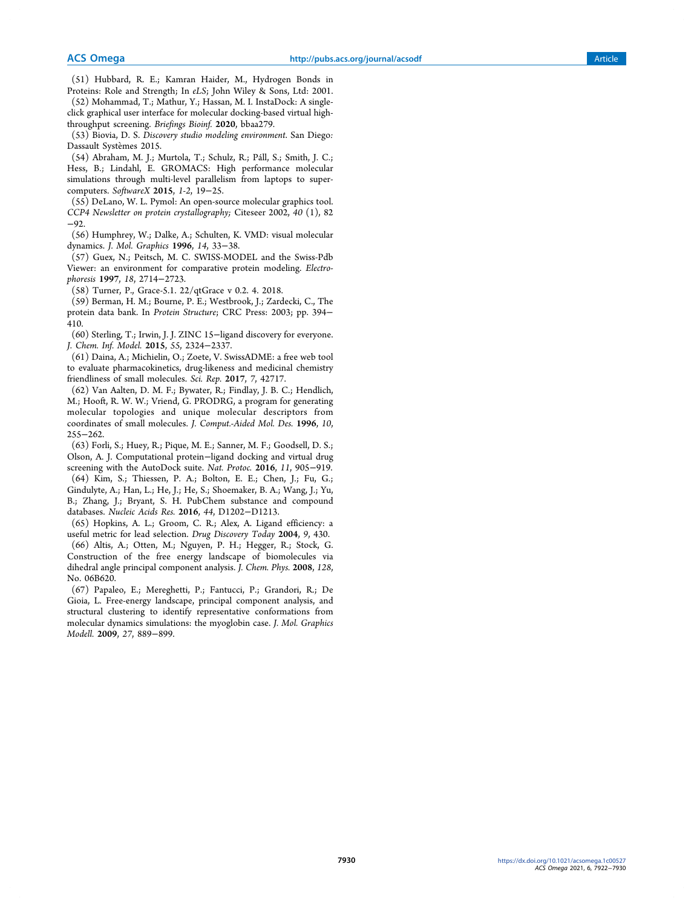(51) Hubbard, R. E.; Kamran Haider, M., Hydrogen Bonds in Proteins: Role and Strength; In *eLS*; John Wiley & Sons, Ltd: 2001.

(52) Mohammad, T.; Mathur, Y.; Hassan, M. I. InstaDock: A single-click graphical user interface for molecular docking-based virtual high-throughput screening. *Briefings Bioinf.* **2020**, bbaa279.

(53) Biovia, D. S. *Discovery studio modeling environment*. San Diego: Dassault Systèmes 2015.

(54) Abraham, M. J.; Murtola, T.; Schulz, R.; Páll, S.; Smith, J. C.; Hess, B.; Lindahl, E. GROMACS: High performance molecular simulations through multi-level parallelism from laptops to supercomputers. *SoftwareX* **2015**, *1-2*, 19−25.

(55) DeLano, W. L. Pymol: An open-source molecular graphics tool. *CCP4 Newsletter on protein crystallography;* Citeseer 2002, *40* (1), 82−92.

(56) Humphrey, W.; Dalke, A.; Schulten, K. VMD: visual molecular dynamics. *J. Mol. Graphics* **1996**, *14*, 33−38.

(57) Guex, N.; Peitsch, M. C. SWISS-MODEL and the Swiss-Pdb Viewer: an environment for comparative protein modeling. *Electrophoresis* **1997**, *18*, 2714−2723.

(58) Turner, P., Grace-5.1. 22/qtGrace v 0.2. 4. 2018.

(59) Berman, H. M.; Bourne, P. E.; Westbrook, J.; Zardecki, C., The protein data bank. In *Protein Structure*; CRC Press: 2003; pp. 394−410.

(60) Sterling, T.; Irwin, J. J. ZINC 15−ligand discovery for everyone. *J. Chem. Inf. Model.* **2015**, *55*, 2324−2337.

(61) Daina, A.; Michielin, O.; Zoete, V. SwissADME: a free web tool to evaluate pharmacokinetics, drug-likeness and medicinal chemistry friendliness of small molecules. *Sci. Rep.* **2017**, *7*, 42717.

(62) Van Aalten, D. M. F.; Bywater, R.; Findlay, J. B. C.; Hendlich, M.; Hooft, R. W. W.; Vriend, G. PRODRG, a program for generating molecular topologies and unique molecular descriptors from coordinates of small molecules. *J. Comput.-Aided Mol. Des.* **1996**, *10*, 255−262.

(63) Forli, S.; Huey, R.; Pique, M. E.; Sanner, M. F.; Goodsell, D. S.; Olson, A. J. Computational protein−ligand docking and virtual drug screening with the AutoDock suite. *Nat. Protoc.* **2016**, *11*, 905−919.

(64) Kim, S.; Thiessen, P. A.; Bolton, E. E.; Chen, J.; Fu, G.; Gindulyte, A.; Han, L.; He, J.; He, S.; Shoemaker, B. A.; Wang, J.; Yu, B.; Zhang, J.; Bryant, S. H. PubChem substance and compound databases. *Nucleic Acids Res.* **2016**, *44*, D1202−D1213.

(65) Hopkins, A. L.; Groom, C. R.; Alex, A. Ligand efficiency: a useful metric for lead selection. *Drug Discovery Today* **2004**, *9*, 430.

(66) Altis, A.; Otten, M.; Nguyen, P. H.; Hegger, R.; Stock, G. Construction of the free energy landscape of biomolecules via dihedral angle principal component analysis. *J. Chem. Phys.* **2008**, *128*, No. 06B620.

(67) Papaleo, E.; Mereghetti, P.; Fantucci, P.; Grandori, R.; De Gioia, L. Free-energy landscape, principal component analysis, and structural clustering to identify representative conformations from molecular dynamics simulations: the myoglobin case. *J. Mol. Graphics Modell.* **2009**, *27*, 889−899.